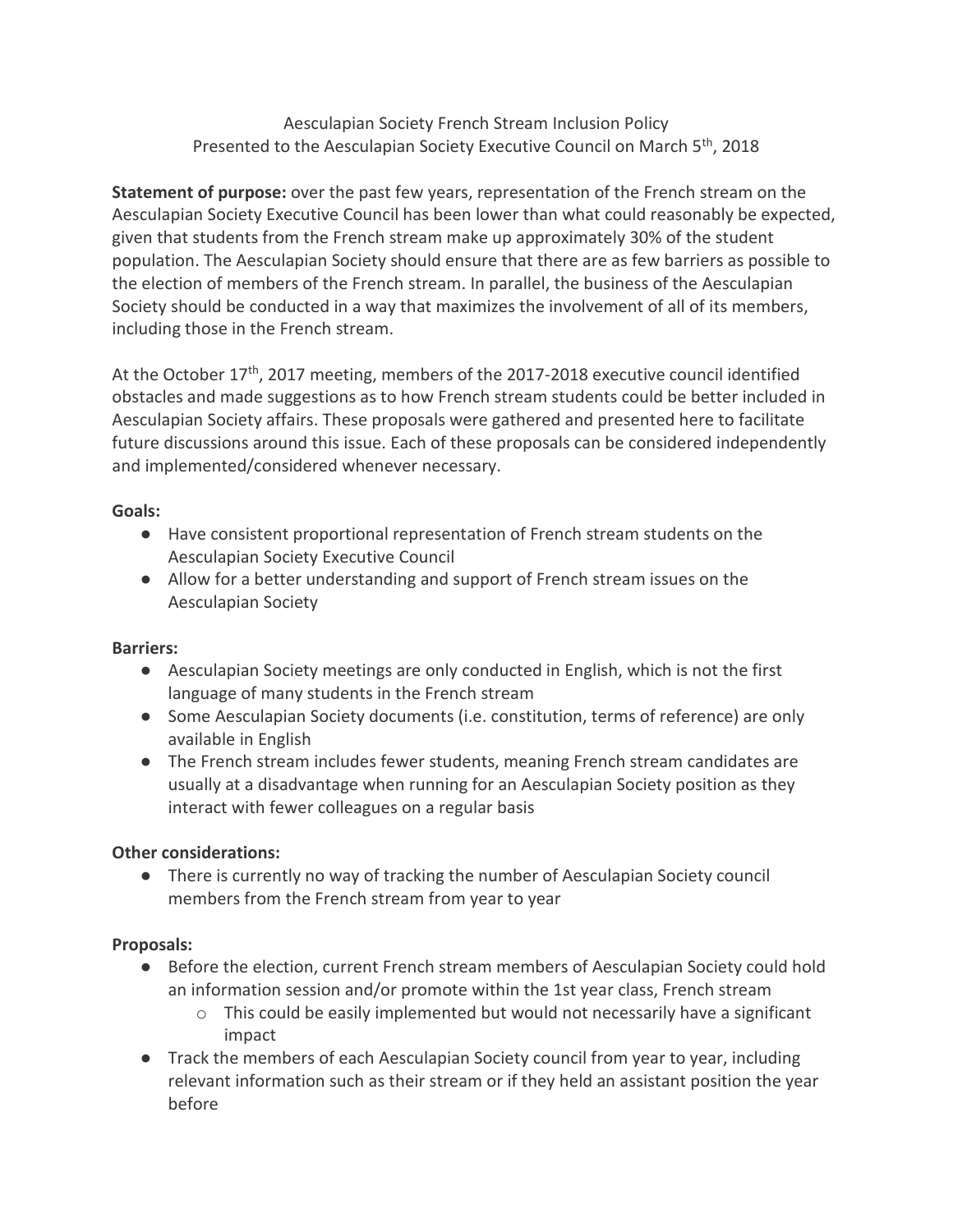Aesculapian Society French Stream Inclusion Policy
Presented to the Aesculapian Society Executive Council on March 5th, 2018

**Statement of purpose:** over the past few years, representation of the French stream on the Aesculapian Society Executive Council has been lower than what could reasonably be expected, given that students from the French stream make up approximately 30% of the student population. The Aesculapian Society should ensure that there are as few barriers as possible to the election of members of the French stream. In parallel, the business of the Aesculapian Society should be conducted in a way that maximizes the involvement of all of its members, including those in the French stream.

At the October 17th, 2017 meeting, members of the 2017-2018 executive council identified obstacles and made suggestions as to how French stream students could be better included in Aesculapian Society affairs. These proposals were gathered and presented here to facilitate future discussions around this issue. Each of these proposals can be considered independently and implemented/considered whenever necessary.

**Goals:**

- Have consistent proportional representation of French stream students on the Aesculapian Society Executive Council
- Allow for a better understanding and support of French stream issues on the Aesculapian Society

**Barriers:**

- Aesculapian Society meetings are only conducted in English, which is not the first language of many students in the French stream
- Some Aesculapian Society documents (i.e. constitution, terms of reference) are only available in English
- The French stream includes fewer students, meaning French stream candidates are usually at a disadvantage when running for an Aesculapian Society position as they interact with fewer colleagues on a regular basis

**Other considerations:**

- There is currently no way of tracking the number of Aesculapian Society council members from the French stream from year to year

**Proposals:**

- Before the election, current French stream members of Aesculapian Society could hold an information session and/or promote within the 1st year class, French stream
  - This could be easily implemented but would not necessarily have a significant impact
- Track the members of each Aesculapian Society council from year to year, including relevant information such as their stream or if they held an assistant position the year before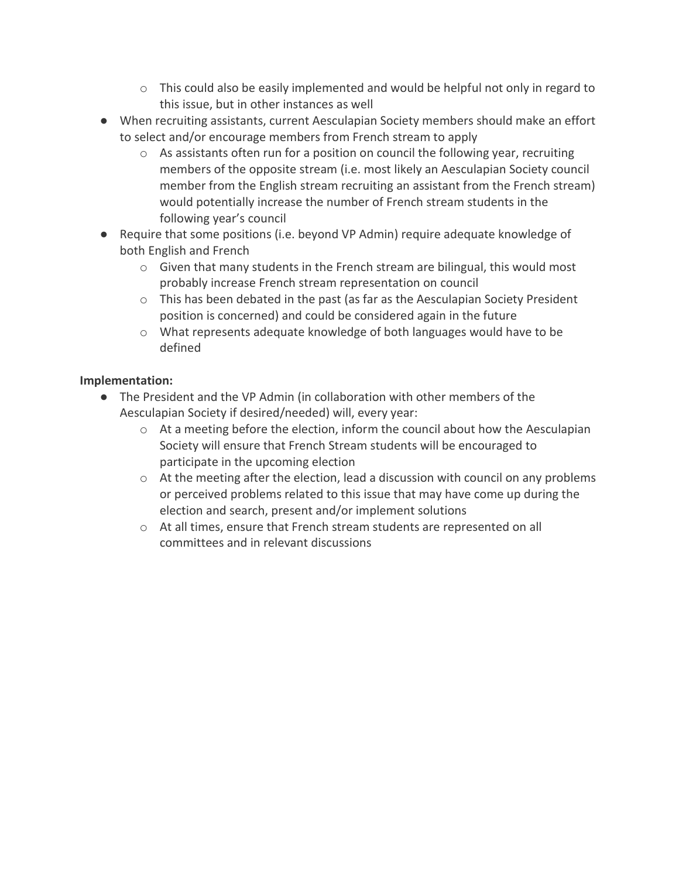- This could also be easily implemented and would be helpful not only in regard to this issue, but in other instances as well
- When recruiting assistants, current Aesculapian Society members should make an effort to select and/or encourage members from French stream to apply
    - As assistants often run for a position on council the following year, recruiting members of the opposite stream (i.e. most likely an Aesculapian Society council member from the English stream recruiting an assistant from the French stream) would potentially increase the number of French stream students in the following year's council
- Require that some positions (i.e. beyond VP Admin) require adequate knowledge of both English and French
    - Given that many students in the French stream are bilingual, this would most probably increase French stream representation on council
    - This has been debated in the past (as far as the Aesculapian Society President position is concerned) and could be considered again in the future
    - What represents adequate knowledge of both languages would have to be defined

**Implementation:**

- The President and the VP Admin (in collaboration with other members of the Aesculapian Society if desired/needed) will, every year:
    - At a meeting before the election, inform the council about how the Aesculapian Society will ensure that French Stream students will be encouraged to participate in the upcoming election
    - At the meeting after the election, lead a discussion with council on any problems or perceived problems related to this issue that may have come up during the election and search, present and/or implement solutions
    - At all times, ensure that French stream students are represented on all committees and in relevant discussions